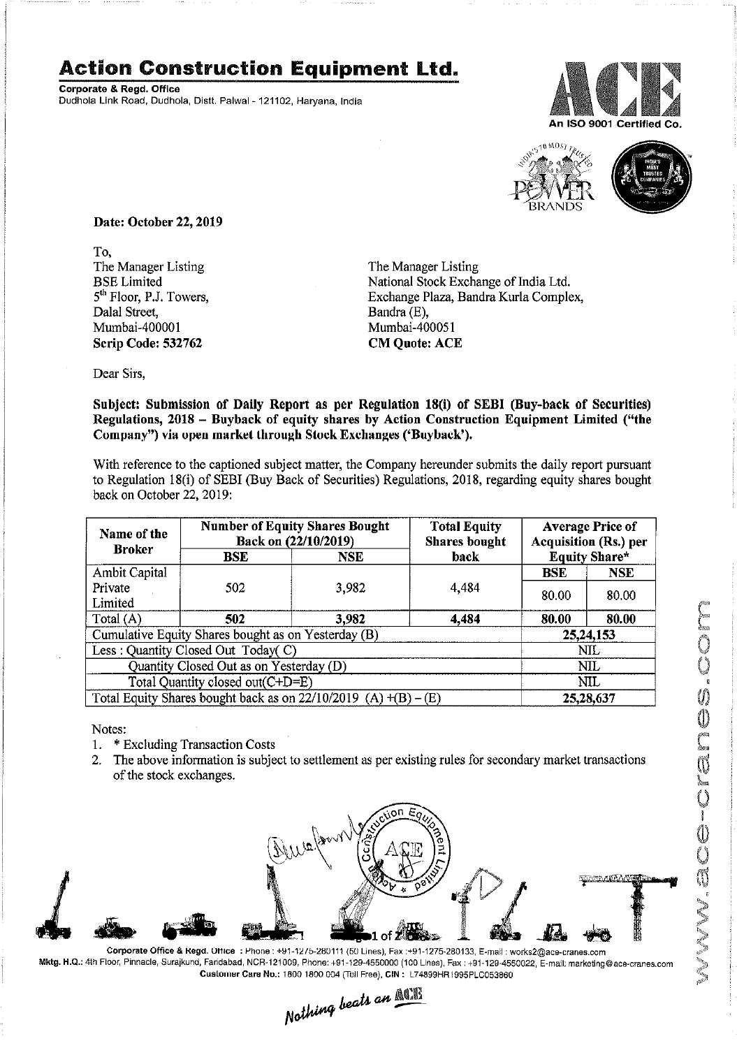# Action Construction Equipment Ltd.

**Corporate & Regd. Office**
Dudhola Link Road, Dudhola, Distt. Palwal - 121102, Haryana, India

An ISO 9001 Certified Co.

**Date: October 22, 2019**

To,
The Manager Listing
BSE Limited
5th Floor, P.J. Towers,
Dalal Street,
Mumbai-400001
**Scrip Code: 532762**

The Manager Listing
National Stock Exchange of India Ltd.
Exchange Plaza, Bandra Kurla Complex,
Bandra (E),
Mumbai-400051
**CM Quote: ACE**

Dear Sirs,

**Subject: Submission of Daily Report as per Regulation 18(i) of SEBI (Buy-back of Securities) Regulations, 2018 – Buyback of equity shares by Action Construction Equipment Limited ("the Company") via open market through Stock Exchanges ('Buyback').**

With reference to the captioned subject matter, the Company hereunder submits the daily report pursuant to Regulation 18(i) of SEBI (Buy Back of Securities) Regulations, 2018, regarding equity shares bought back on October 22, 2019:

| Name of the Broker | Number of Equity Shares Bought Back on (22/10/2019) | | Total Equity Shares bought back | Average Price of Acquisition (Rs.) per Equity Share* | |
|---|---|---|---|---|---|
| | BSE | NSE | | BSE | NSE |
| Ambit Capital Private Limited | 502 | 3,982 | 4,484 | 80.00 | 80.00 |
| Total (A) | **502** | **3,982** | **4,484** | **80.00** | **80.00** |
| Cumulative Equity Shares bought as on Yesterday (B) | | | | **25,24,153** | |
| Less : Quantity Closed Out Today( C) | | | | NIL | |
| Quantity Closed Out as on Yesterday (D) | | | | NIL | |
| Total Quantity closed out(C+D=E) | | | | NIL | |
| Total Equity Shares bought back as on 22/10/2019 (A) +(B) – (E) | | | | **25,28,637** | |

Notes:

1. * Excluding Transaction Costs
2. The above information is subject to settlement as per existing rules for secondary market transactions of the stock exchanges.

Corporate Office & Regd. Office : Phone : +91-1275-280111 (50 Lines), Fax :+91-1275-280133, E-mail : works2@ace-cranes.com
Mktg. H.Q.: 4th Floor, Pinnacle, Surajkund, Faridabad, NCR-121009, Phone: +91-129-4550000 (100 Lines), Fax : +91-129-4550022, E-mail: marketing@ace-cranes.com
Customer Care No.: 1800 1800 004 (Toll Free), CIN : L74899HR1995PLC053860

*Nothing beats an ACE*

www.ace-cranes.com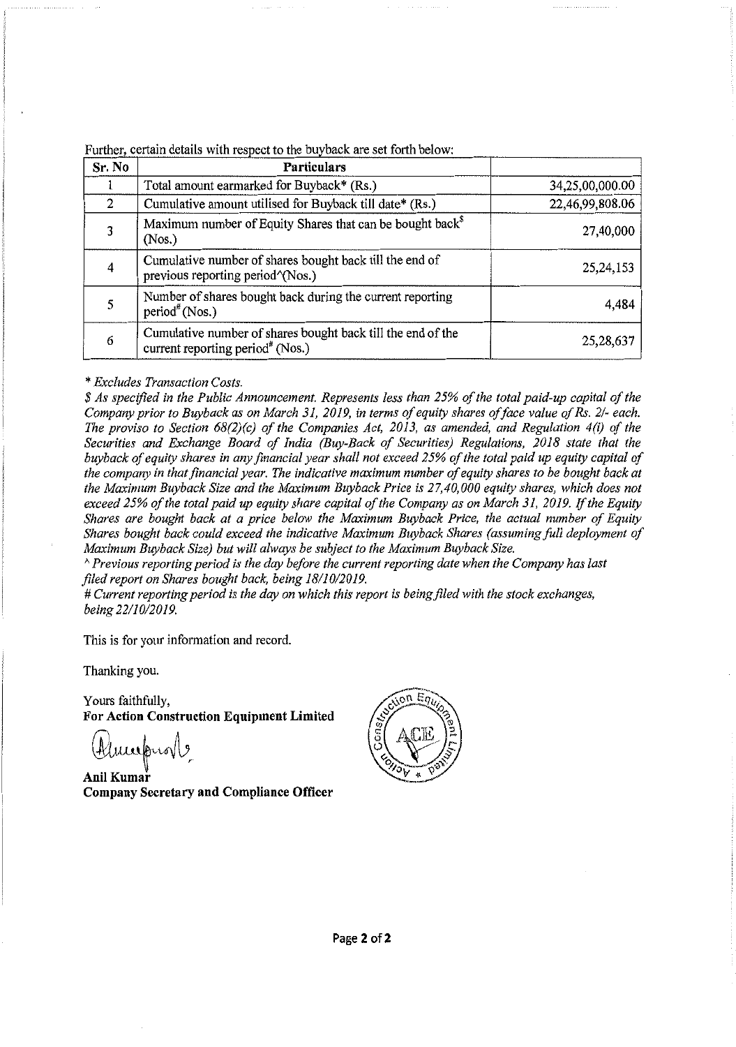Further, certain details with respect to the buyback are set forth below:

| Sr. No | Particulars | |
|---|---|---|
| 1 | Total amount earmarked for Buyback* (Rs.) | 34,25,00,000.00 |
| 2 | Cumulative amount utilised for Buyback till date* (Rs.) | 22,46,99,808.06 |
| 3 | Maximum number of Equity Shares that can be bought back$ (Nos.) | 27,40,000 |
| 4 | Cumulative number of shares bought back till the end of previous reporting period^(Nos.) | 25,24,153 |
| 5 | Number of shares bought back during the current reporting period# (Nos.) | 4,484 |
| 6 | Cumulative number of shares bought back till the end of the current reporting period# (Nos.) | 25,28,637 |

*\* Excludes Transaction Costs.*

*$ As specified in the Public Announcement. Represents less than 25% of the total paid-up capital of the Company prior to Buyback as on March 31, 2019, in terms of equity shares of face value of Rs. 2/- each. The proviso to Section 68(2)(c) of the Companies Act, 2013, as amended, and Regulation 4(i) of the Securities and Exchange Board of India (Buy-Back of Securities) Regulations, 2018 state that the buyback of equity shares in any financial year shall not exceed 25% of the total paid up equity capital of the company in that financial year. The indicative maximum number of equity shares to be bought back at the Maximum Buyback Size and the Maximum Buyback Price is 27,40,000 equity shares, which does not exceed 25% of the total paid up equity share capital of the Company as on March 31, 2019. If the Equity Shares are bought back at a price below the Maximum Buyback Price, the actual number of Equity Shares bought back could exceed the indicative Maximum Buyback Shares (assuming full deployment of Maximum Buyback Size) but will always be subject to the Maximum Buyback Size.*

*^ Previous reporting period is the day before the current reporting date when the Company has last filed report on Shares bought back, being 18/10/2019.*

*# Current reporting period is the day on which this report is being filed with the stock exchanges, being 22/10/2019.*

This is for your information and record.

Thanking you.

Yours faithfully,
**For Action Construction Equipment Limited**

**Anil Kumar**
**Company Secretary and Compliance Officer**